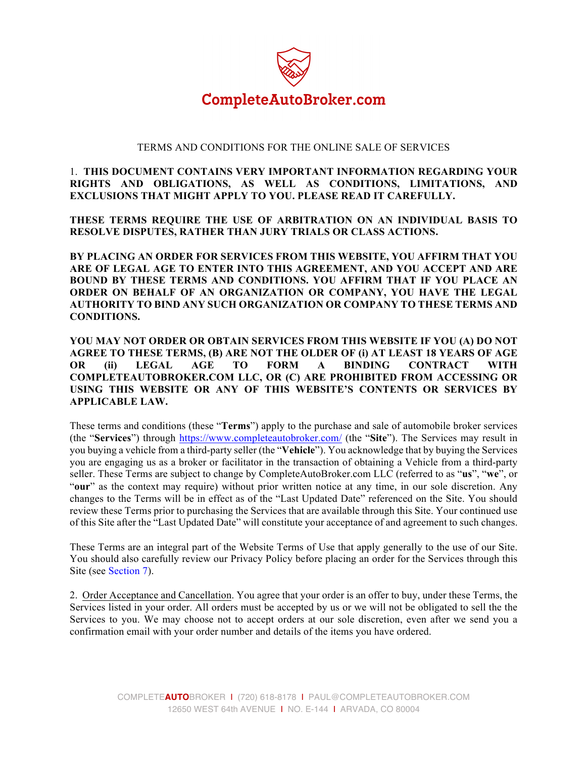CompleteAutoBroker.com

TERMS AND CONDITIONS FOR THE ONLINE SALE OF SERVICES

1. **THIS DOCUMENT CONTAINS VERY IMPORTANT INFORMATION REGARDING YOUR RIGHTS AND OBLIGATIONS, AS WELL AS CONDITIONS, LIMITATIONS, AND EXCLUSIONS THAT MIGHT APPLY TO YOU. PLEASE READ IT CAREFULLY.**

**THESE TERMS REQUIRE THE USE OF ARBITRATION ON AN INDIVIDUAL BASIS TO RESOLVE DISPUTES, RATHER THAN JURY TRIALS OR CLASS ACTIONS.**

**BY PLACING AN ORDER FOR SERVICES FROM THIS WEBSITE, YOU AFFIRM THAT YOU ARE OF LEGAL AGE TO ENTER INTO THIS AGREEMENT, AND YOU ACCEPT AND ARE BOUND BY THESE TERMS AND CONDITIONS. YOU AFFIRM THAT IF YOU PLACE AN ORDER ON BEHALF OF AN ORGANIZATION OR COMPANY, YOU HAVE THE LEGAL AUTHORITY TO BIND ANY SUCH ORGANIZATION OR COMPANY TO THESE TERMS AND CONDITIONS.**

**YOU MAY NOT ORDER OR OBTAIN SERVICES FROM THIS WEBSITE IF YOU (A) DO NOT AGREE TO THESE TERMS, (B) ARE NOT THE OLDER OF (i) AT LEAST 18 YEARS OF AGE OR (ii) LEGAL AGE TO FORM A BINDING CONTRACT WITH COMPLETEAUTOBROKER.COM LLC, OR (C) ARE PROHIBITED FROM ACCESSING OR USING THIS WEBSITE OR ANY OF THIS WEBSITE'S CONTENTS OR SERVICES BY APPLICABLE LAW.**

These terms and conditions (these "**Terms**") apply to the purchase and sale of automobile broker services (the "**Services**") through https://www.completeautobroker.com/ (the "**Site**"). The Services may result in you buying a vehicle from a third-party seller (the "**Vehicle**"). You acknowledge that by buying the Services you are engaging us as a broker or facilitator in the transaction of obtaining a Vehicle from a third-party seller. These Terms are subject to change by CompleteAutoBroker.com LLC (referred to as "**us**", "**we**", or "**our**" as the context may require) without prior written notice at any time, in our sole discretion. Any changes to the Terms will be in effect as of the "Last Updated Date" referenced on the Site. You should review these Terms prior to purchasing the Services that are available through this Site. Your continued use of this Site after the "Last Updated Date" will constitute your acceptance of and agreement to such changes.

These Terms are an integral part of the Website Terms of Use that apply generally to the use of our Site. You should also carefully review our Privacy Policy before placing an order for the Services through this Site (see Section 7).

2. Order Acceptance and Cancellation. You agree that your order is an offer to buy, under these Terms, the Services listed in your order. All orders must be accepted by us or we will not be obligated to sell the the Services to you. We may choose not to accept orders at our sole discretion, even after we send you a confirmation email with your order number and details of the items you have ordered.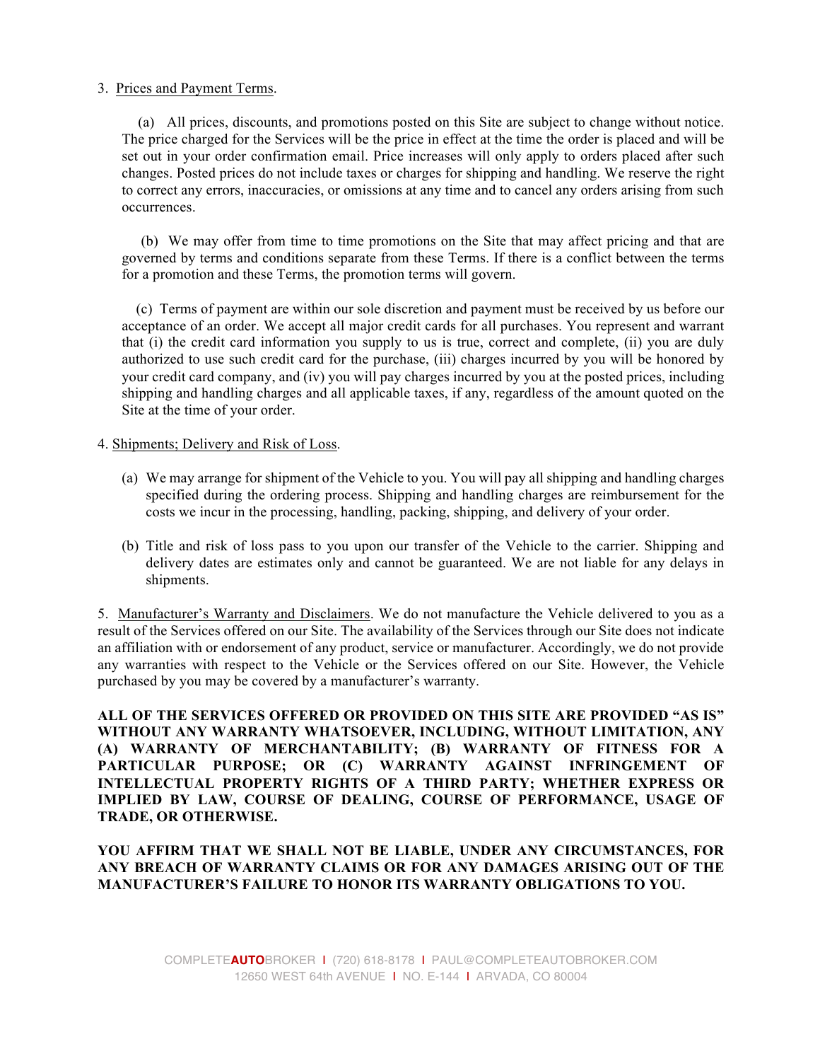3. Prices and Payment Terms.

(a) All prices, discounts, and promotions posted on this Site are subject to change without notice. The price charged for the Services will be the price in effect at the time the order is placed and will be set out in your order confirmation email. Price increases will only apply to orders placed after such changes. Posted prices do not include taxes or charges for shipping and handling. We reserve the right to correct any errors, inaccuracies, or omissions at any time and to cancel any orders arising from such occurrences.

(b) We may offer from time to time promotions on the Site that may affect pricing and that are governed by terms and conditions separate from these Terms. If there is a conflict between the terms for a promotion and these Terms, the promotion terms will govern.

(c) Terms of payment are within our sole discretion and payment must be received by us before our acceptance of an order. We accept all major credit cards for all purchases. You represent and warrant that (i) the credit card information you supply to us is true, correct and complete, (ii) you are duly authorized to use such credit card for the purchase, (iii) charges incurred by you will be honored by your credit card company, and (iv) you will pay charges incurred by you at the posted prices, including shipping and handling charges and all applicable taxes, if any, regardless of the amount quoted on the Site at the time of your order.

4. Shipments; Delivery and Risk of Loss.

(a) We may arrange for shipment of the Vehicle to you. You will pay all shipping and handling charges specified during the ordering process. Shipping and handling charges are reimbursement for the costs we incur in the processing, handling, packing, shipping, and delivery of your order.

(b) Title and risk of loss pass to you upon our transfer of the Vehicle to the carrier. Shipping and delivery dates are estimates only and cannot be guaranteed. We are not liable for any delays in shipments.

5. Manufacturer's Warranty and Disclaimers. We do not manufacture the Vehicle delivered to you as a result of the Services offered on our Site. The availability of the Services through our Site does not indicate an affiliation with or endorsement of any product, service or manufacturer. Accordingly, we do not provide any warranties with respect to the Vehicle or the Services offered on our Site. However, the Vehicle purchased by you may be covered by a manufacturer's warranty.

**ALL OF THE SERVICES OFFERED OR PROVIDED ON THIS SITE ARE PROVIDED "AS IS" WITHOUT ANY WARRANTY WHATSOEVER, INCLUDING, WITHOUT LIMITATION, ANY (A) WARRANTY OF MERCHANTABILITY; (B) WARRANTY OF FITNESS FOR A PARTICULAR PURPOSE; OR (C) WARRANTY AGAINST INFRINGEMENT OF INTELLECTUAL PROPERTY RIGHTS OF A THIRD PARTY; WHETHER EXPRESS OR IMPLIED BY LAW, COURSE OF DEALING, COURSE OF PERFORMANCE, USAGE OF TRADE, OR OTHERWISE.**

**YOU AFFIRM THAT WE SHALL NOT BE LIABLE, UNDER ANY CIRCUMSTANCES, FOR ANY BREACH OF WARRANTY CLAIMS OR FOR ANY DAMAGES ARISING OUT OF THE MANUFACTURER'S FAILURE TO HONOR ITS WARRANTY OBLIGATIONS TO YOU.**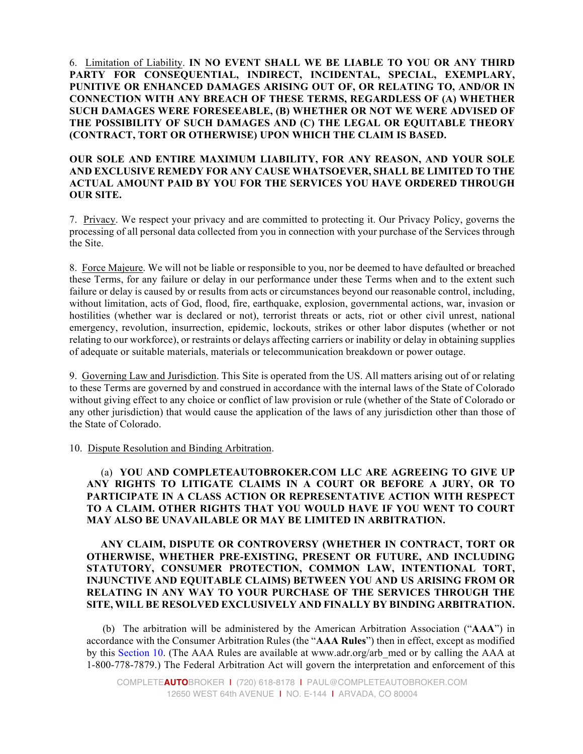6. <u>Limitation of Liability</u>. **IN NO EVENT SHALL WE BE LIABLE TO YOU OR ANY THIRD PARTY FOR CONSEQUENTIAL, INDIRECT, INCIDENTAL, SPECIAL, EXEMPLARY, PUNITIVE OR ENHANCED DAMAGES ARISING OUT OF, OR RELATING TO, AND/OR IN CONNECTION WITH ANY BREACH OF THESE TERMS, REGARDLESS OF (A) WHETHER SUCH DAMAGES WERE FORESEEABLE, (B) WHETHER OR NOT WE WERE ADVISED OF THE POSSIBILITY OF SUCH DAMAGES AND (C) THE LEGAL OR EQUITABLE THEORY (CONTRACT, TORT OR OTHERWISE) UPON WHICH THE CLAIM IS BASED.**

**OUR SOLE AND ENTIRE MAXIMUM LIABILITY, FOR ANY REASON, AND YOUR SOLE AND EXCLUSIVE REMEDY FOR ANY CAUSE WHATSOEVER, SHALL BE LIMITED TO THE ACTUAL AMOUNT PAID BY YOU FOR THE SERVICES YOU HAVE ORDERED THROUGH OUR SITE.**

7. <u>Privacy</u>. We respect your privacy and are committed to protecting it. Our Privacy Policy, governs the processing of all personal data collected from you in connection with your purchase of the Services through the Site.

8. <u>Force Majeure</u>. We will not be liable or responsible to you, nor be deemed to have defaulted or breached these Terms, for any failure or delay in our performance under these Terms when and to the extent such failure or delay is caused by or results from acts or circumstances beyond our reasonable control, including, without limitation, acts of God, flood, fire, earthquake, explosion, governmental actions, war, invasion or hostilities (whether war is declared or not), terrorist threats or acts, riot or other civil unrest, national emergency, revolution, insurrection, epidemic, lockouts, strikes or other labor disputes (whether or not relating to our workforce), or restraints or delays affecting carriers or inability or delay in obtaining supplies of adequate or suitable materials, materials or telecommunication breakdown or power outage.

9. <u>Governing Law and Jurisdiction</u>. This Site is operated from the US. All matters arising out of or relating to these Terms are governed by and construed in accordance with the internal laws of the State of Colorado without giving effect to any choice or conflict of law provision or rule (whether of the State of Colorado or any other jurisdiction) that would cause the application of the laws of any jurisdiction other than those of the State of Colorado.

10. <u>Dispute Resolution and Binding Arbitration</u>.

(a) **YOU AND COMPLETEAUTOBROKER.COM LLC ARE AGREEING TO GIVE UP ANY RIGHTS TO LITIGATE CLAIMS IN A COURT OR BEFORE A JURY, OR TO PARTICIPATE IN A CLASS ACTION OR REPRESENTATIVE ACTION WITH RESPECT TO A CLAIM. OTHER RIGHTS THAT YOU WOULD HAVE IF YOU WENT TO COURT MAY ALSO BE UNAVAILABLE OR MAY BE LIMITED IN ARBITRATION.**

**ANY CLAIM, DISPUTE OR CONTROVERSY (WHETHER IN CONTRACT, TORT OR OTHERWISE, WHETHER PRE-EXISTING, PRESENT OR FUTURE, AND INCLUDING STATUTORY, CONSUMER PROTECTION, COMMON LAW, INTENTIONAL TORT, INJUNCTIVE AND EQUITABLE CLAIMS) BETWEEN YOU AND US ARISING FROM OR RELATING IN ANY WAY TO YOUR PURCHASE OF THE SERVICES THROUGH THE SITE, WILL BE RESOLVED EXCLUSIVELY AND FINALLY BY BINDING ARBITRATION.**

(b) The arbitration will be administered by the American Arbitration Association ("**AAA**") in accordance with the Consumer Arbitration Rules (the "**AAA Rules**") then in effect, except as modified by this Section 10. (The AAA Rules are available at www.adr.org/arb_med or by calling the AAA at 1-800-778-7879.) The Federal Arbitration Act will govern the interpretation and enforcement of this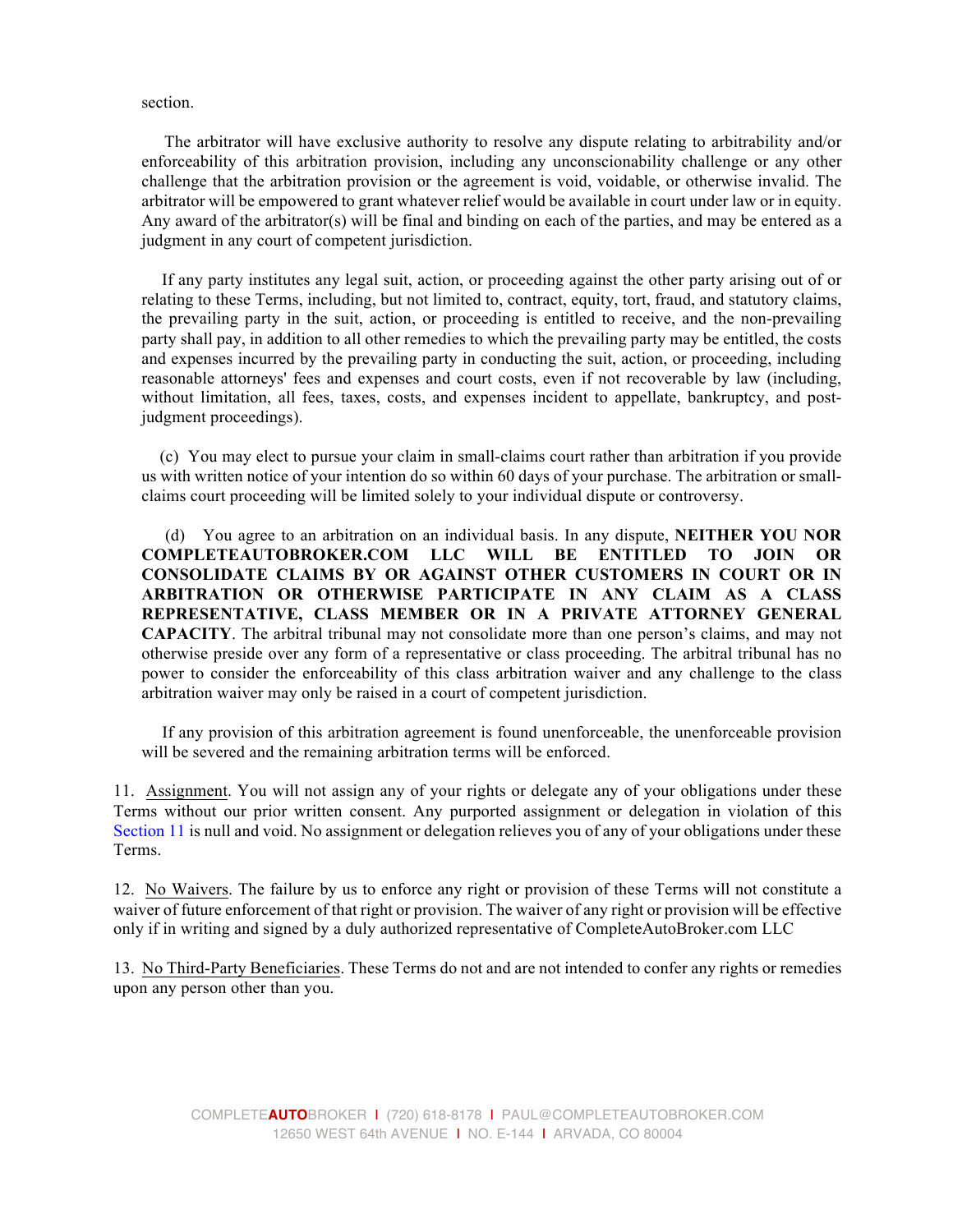section.

The arbitrator will have exclusive authority to resolve any dispute relating to arbitrability and/or enforceability of this arbitration provision, including any unconscionability challenge or any other challenge that the arbitration provision or the agreement is void, voidable, or otherwise invalid. The arbitrator will be empowered to grant whatever relief would be available in court under law or in equity. Any award of the arbitrator(s) will be final and binding on each of the parties, and may be entered as a judgment in any court of competent jurisdiction.

If any party institutes any legal suit, action, or proceeding against the other party arising out of or relating to these Terms, including, but not limited to, contract, equity, tort, fraud, and statutory claims, the prevailing party in the suit, action, or proceeding is entitled to receive, and the non-prevailing party shall pay, in addition to all other remedies to which the prevailing party may be entitled, the costs and expenses incurred by the prevailing party in conducting the suit, action, or proceeding, including reasonable attorneys' fees and expenses and court costs, even if not recoverable by law (including, without limitation, all fees, taxes, costs, and expenses incident to appellate, bankruptcy, and post-judgment proceedings).

(c) You may elect to pursue your claim in small-claims court rather than arbitration if you provide us with written notice of your intention do so within 60 days of your purchase. The arbitration or small-claims court proceeding will be limited solely to your individual dispute or controversy.

(d) You agree to an arbitration on an individual basis. In any dispute, **NEITHER YOU NOR COMPLETEAUTOBROKER.COM LLC WILL BE ENTITLED TO JOIN OR CONSOLIDATE CLAIMS BY OR AGAINST OTHER CUSTOMERS IN COURT OR IN ARBITRATION OR OTHERWISE PARTICIPATE IN ANY CLAIM AS A CLASS REPRESENTATIVE, CLASS MEMBER OR IN A PRIVATE ATTORNEY GENERAL CAPACITY**. The arbitral tribunal may not consolidate more than one person's claims, and may not otherwise preside over any form of a representative or class proceeding. The arbitral tribunal has no power to consider the enforceability of this class arbitration waiver and any challenge to the class arbitration waiver may only be raised in a court of competent jurisdiction.

If any provision of this arbitration agreement is found unenforceable, the unenforceable provision will be severed and the remaining arbitration terms will be enforced.

11. Assignment. You will not assign any of your rights or delegate any of your obligations under these Terms without our prior written consent. Any purported assignment or delegation in violation of this Section 11 is null and void. No assignment or delegation relieves you of any of your obligations under these Terms.

12. No Waivers. The failure by us to enforce any right or provision of these Terms will not constitute a waiver of future enforcement of that right or provision. The waiver of any right or provision will be effective only if in writing and signed by a duly authorized representative of CompleteAutoBroker.com LLC

13. No Third-Party Beneficiaries. These Terms do not and are not intended to confer any rights or remedies upon any person other than you.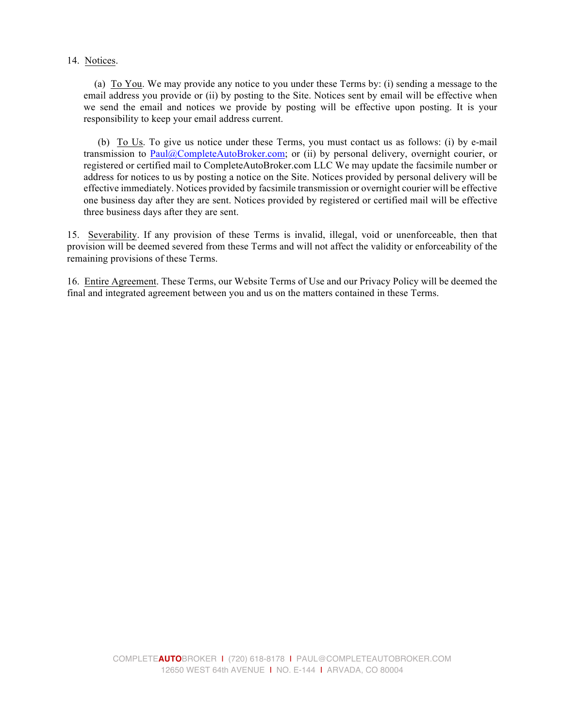14. Notices.

(a) To You. We may provide any notice to you under these Terms by: (i) sending a message to the email address you provide or (ii) by posting to the Site. Notices sent by email will be effective when we send the email and notices we provide by posting will be effective upon posting. It is your responsibility to keep your email address current.

(b) To Us. To give us notice under these Terms, you must contact us as follows: (i) by e-mail transmission to Paul@CompleteAutoBroker.com; or (ii) by personal delivery, overnight courier, or registered or certified mail to CompleteAutoBroker.com LLC We may update the facsimile number or address for notices to us by posting a notice on the Site. Notices provided by personal delivery will be effective immediately. Notices provided by facsimile transmission or overnight courier will be effective one business day after they are sent. Notices provided by registered or certified mail will be effective three business days after they are sent.

15. Severability. If any provision of these Terms is invalid, illegal, void or unenforceable, then that provision will be deemed severed from these Terms and will not affect the validity or enforceability of the remaining provisions of these Terms.

16. Entire Agreement. These Terms, our Website Terms of Use and our Privacy Policy will be deemed the final and integrated agreement between you and us on the matters contained in these Terms.